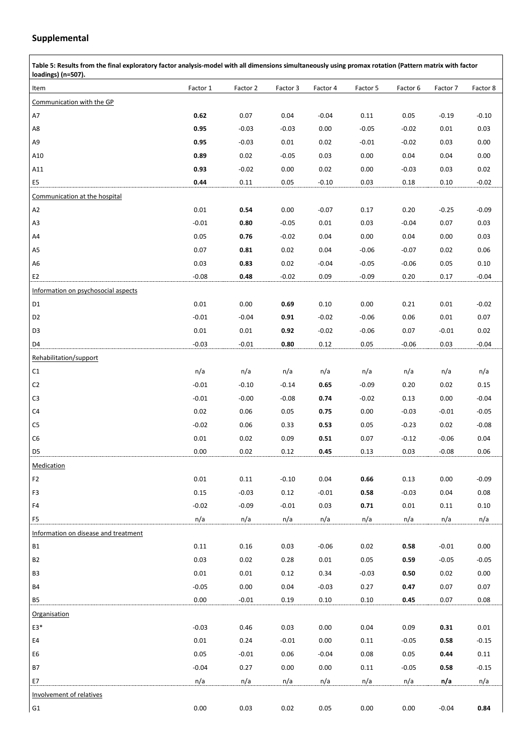## Supplemental

| Table 5: Results from the final exploratory factor analysis-model with all dimensions simultaneously using promax rotation (Pattern matrix with factor loadings) (n=507). | | | | | | | | |
|---|---|---|---|---|---|---|---|---|
| Item | Factor 1 | Factor 2 | Factor 3 | Factor 4 | Factor 5 | Factor 6 | Factor 7 | Factor 8 |
| Communication with the GP | | | | | | | | |
| A7 | **0.62** | 0.07 | 0.04 | -0.04 | 0.11 | 0.05 | -0.19 | -0.10 |
| A8 | **0.95** | -0.03 | -0.03 | 0.00 | -0.05 | -0.02 | 0.01 | 0.03 |
| A9 | **0.95** | -0.03 | 0.01 | 0.02 | -0.01 | -0.02 | 0.03 | 0.00 |
| A10 | **0.89** | 0.02 | -0.05 | 0.03 | 0.00 | 0.04 | 0.04 | 0.00 |
| A11 | **0.93** | -0.02 | 0.00 | 0.02 | 0.00 | -0.03 | 0.03 | 0.02 |
| E5 | **0.44** | 0.11 | 0.05 | -0.10 | 0.03 | 0.18 | 0.10 | -0.02 |
| Communication at the hospital | | | | | | | | |
| A2 | 0.01 | **0.54** | 0.00 | -0.07 | 0.17 | 0.20 | -0.25 | -0.09 |
| A3 | -0.01 | **0.80** | -0.05 | 0.01 | 0.03 | -0.04 | 0.07 | 0.03 |
| A4 | 0.05 | **0.76** | -0.02 | 0.04 | 0.00 | 0.04 | 0.00 | 0.03 |
| A5 | 0.07 | **0.81** | 0.02 | 0.04 | -0.06 | -0.07 | 0.02 | 0.06 |
| A6 | 0.03 | **0.83** | 0.02 | -0.04 | -0.05 | -0.06 | 0.05 | 0.10 |
| E2 | -0.08 | **0.48** | -0.02 | 0.09 | -0.09 | 0.20 | 0.17 | -0.04 |
| Information on psychosocial aspects | | | | | | | | |
| D1 | 0.01 | 0.00 | **0.69** | 0.10 | 0.00 | 0.21 | 0.01 | -0.02 |
| D2 | -0.01 | -0.04 | **0.91** | -0.02 | -0.06 | 0.06 | 0.01 | 0.07 |
| D3 | 0.01 | 0.01 | **0.92** | -0.02 | -0.06 | 0.07 | -0.01 | 0.02 |
| D4 | -0.03 | -0.01 | **0.80** | 0.12 | 0.05 | -0.06 | 0.03 | -0.04 |
| Rehabilitation/support | | | | | | | | |
| C1 | n/a | n/a | n/a | n/a | n/a | n/a | n/a | n/a |
| C2 | -0.01 | -0.10 | -0.14 | **0.65** | -0.09 | 0.20 | 0.02 | 0.15 |
| C3 | -0.01 | -0.00 | -0.08 | **0.74** | -0.02 | 0.13 | 0.00 | -0.04 |
| C4 | 0.02 | 0.06 | 0.05 | **0.75** | 0.00 | -0.03 | -0.01 | -0.05 |
| C5 | -0.02 | 0.06 | 0.33 | **0.53** | 0.05 | -0.23 | 0.02 | -0.08 |
| C6 | 0.01 | 0.02 | 0.09 | **0.51** | 0.07 | -0.12 | -0.06 | 0.04 |
| D5 | 0.00 | 0.02 | 0.12 | **0.45** | 0.13 | 0.03 | -0.08 | 0.06 |
| Medication | | | | | | | | |
| F2 | 0.01 | 0.11 | -0.10 | 0.04 | **0.66** | 0.13 | 0.00 | -0.09 |
| F3 | 0.15 | -0.03 | 0.12 | -0.01 | **0.58** | -0.03 | 0.04 | 0.08 |
| F4 | -0.02 | -0.09 | -0.01 | 0.03 | **0.71** | 0.01 | 0.11 | 0.10 |
| F5 | n/a | n/a | n/a | n/a | n/a | n/a | n/a | n/a |
| Information on disease and treatment | | | | | | | | |
| B1 | 0.11 | 0.16 | 0.03 | -0.06 | 0.02 | **0.58** | -0.01 | 0.00 |
| B2 | 0.03 | 0.02 | 0.28 | 0.01 | 0.05 | **0.59** | -0.05 | -0.05 |
| B3 | 0.01 | 0.01 | 0.12 | 0.34 | -0.03 | **0.50** | 0.02 | 0.00 |
| B4 | -0.05 | 0.00 | 0.04 | -0.03 | 0.27 | **0.47** | 0.07 | 0.07 |
| B5 | 0.00 | -0.01 | 0.19 | 0.10 | 0.10 | **0.45** | 0.07 | 0.08 |
| Organisation | | | | | | | | |
| E3* | -0.03 | 0.46 | 0.03 | 0.00 | 0.04 | 0.09 | **0.31** | 0.01 |
| E4 | 0.01 | 0.24 | -0.01 | 0.00 | 0.11 | -0.05 | **0.58** | -0.15 |
| E6 | 0.05 | -0.01 | 0.06 | -0.04 | 0.08 | 0.05 | **0.44** | 0.11 |
| B7 | -0.04 | 0.27 | 0.00 | 0.00 | 0.11 | -0.05 | **0.58** | -0.15 |
| E7 | n/a | n/a | n/a | n/a | n/a | n/a | **n/a** | n/a |
| Involvement of relatives | | | | | | | | |
| G1 | 0.00 | 0.03 | 0.02 | 0.05 | 0.00 | 0.00 | -0.04 | **0.84** |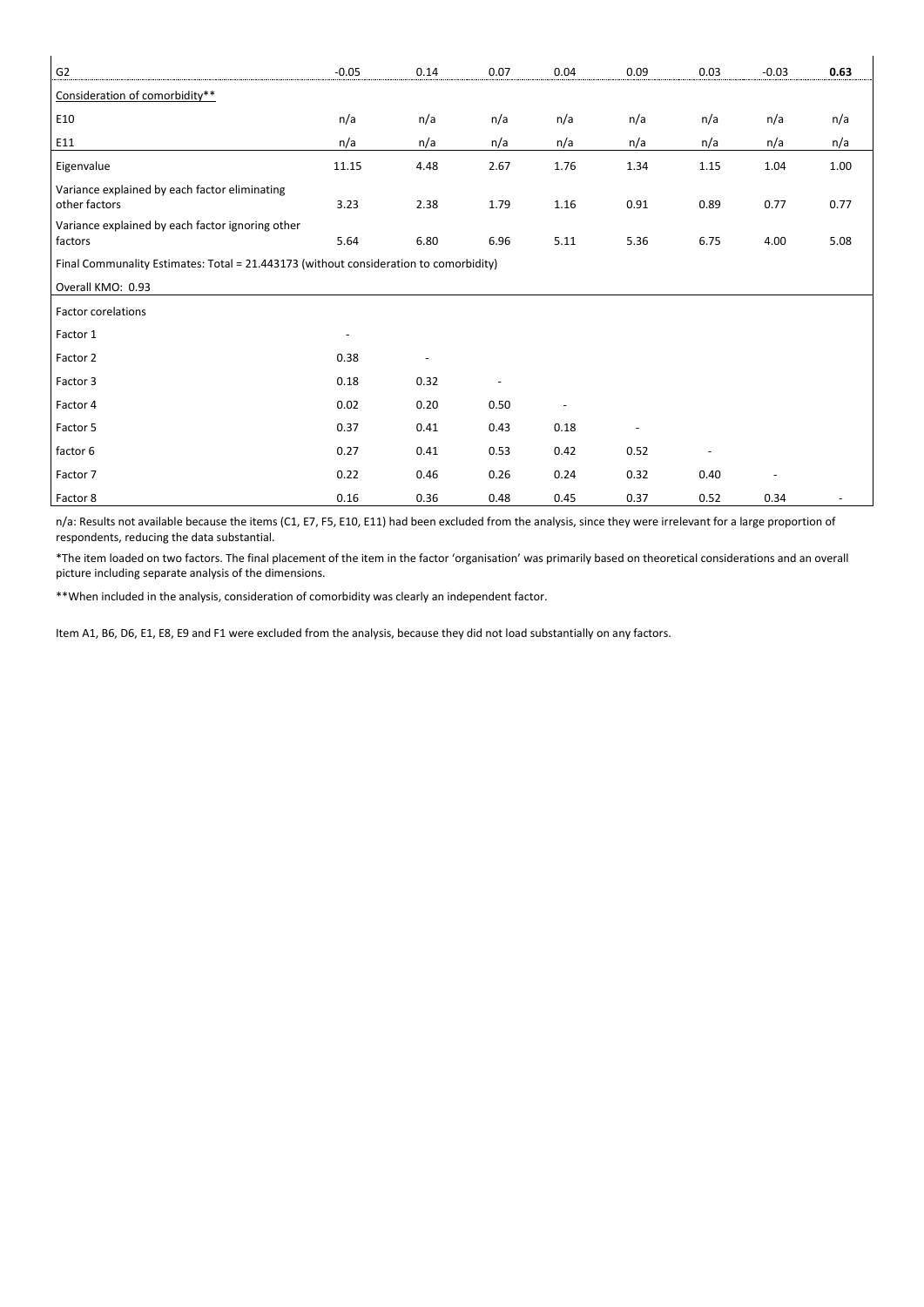| | | | | | | | | |
|---|---|---|---|---|---|---|---|---|
| G2 | -0.05 | 0.14 | 0.07 | 0.04 | 0.09 | 0.03 | -0.03 | **0.63** |
| Consideration of comorbidity** | | | | | | | | |
| E10 | n/a | n/a | n/a | n/a | n/a | n/a | n/a | n/a |
| E11 | n/a | n/a | n/a | n/a | n/a | n/a | n/a | n/a |
| Eigenvalue | 11.15 | 4.48 | 2.67 | 1.76 | 1.34 | 1.15 | 1.04 | 1.00 |
| Variance explained by each factor eliminating other factors | 3.23 | 2.38 | 1.79 | 1.16 | 0.91 | 0.89 | 0.77 | 0.77 |
| Variance explained by each factor ignoring other factors | 5.64 | 6.80 | 6.96 | 5.11 | 5.36 | 6.75 | 4.00 | 5.08 |
| Final Communality Estimates: Total = 21.443173 (without consideration to comorbidity) | | | | | | | | |
| Overall KMO: 0.93 | | | | | | | | |
| Factor corelations | | | | | | | | |
| Factor 1 | - | | | | | | | |
| Factor 2 | 0.38 | - | | | | | | |
| Factor 3 | 0.18 | 0.32 | - | | | | | |
| Factor 4 | 0.02 | 0.20 | 0.50 | - | | | | |
| Factor 5 | 0.37 | 0.41 | 0.43 | 0.18 | - | | | |
| factor 6 | 0.27 | 0.41 | 0.53 | 0.42 | 0.52 | - | | |
| Factor 7 | 0.22 | 0.46 | 0.26 | 0.24 | 0.32 | 0.40 | - | |
| Factor 8 | 0.16 | 0.36 | 0.48 | 0.45 | 0.37 | 0.52 | 0.34 | - |

n/a: Results not available because the items (C1, E7, F5, E10, E11) had been excluded from the analysis, since they were irrelevant for a large proportion of respondents, reducing the data substantial.

*The item loaded on two factors. The final placement of the item in the factor 'organisation' was primarily based on theoretical considerations and an overall picture including separate analysis of the dimensions.

**When included in the analysis, consideration of comorbidity was clearly an independent factor.

Item A1, B6, D6, E1, E8, E9 and F1 were excluded from the analysis, because they did not load substantially on any factors.